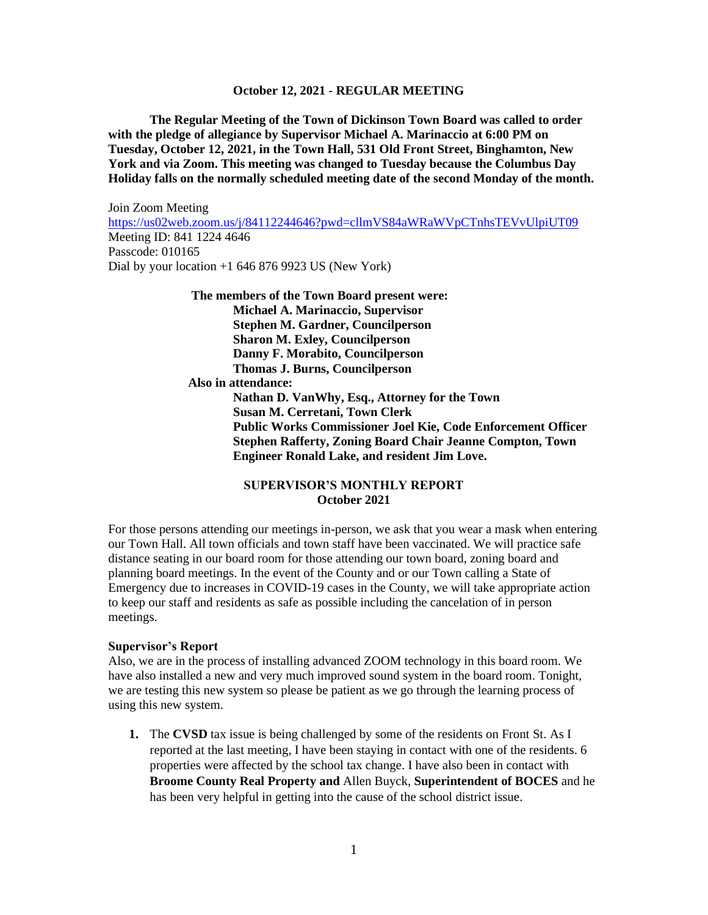**October 12, 2021 - REGULAR MEETING**

**The Regular Meeting of the Town of Dickinson Town Board was called to order with the pledge of allegiance by Supervisor Michael A. Marinaccio at 6:00 PM on Tuesday, October 12, 2021, in the Town Hall, 531 Old Front Street, Binghamton, New York and via Zoom. This meeting was changed to Tuesday because the Columbus Day Holiday falls on the normally scheduled meeting date of the second Monday of the month.**

Join Zoom Meeting
https://us02web.zoom.us/j/84112244646?pwd=cllmVS84aWRaWVpCTnhsTEVvUlpiUT09
Meeting ID: 841 1224 4646
Passcode: 010165
Dial by your location +1 646 876 9923 US (New York)

**The members of the Town Board present were:**
**Michael A. Marinaccio, Supervisor**
**Stephen M. Gardner, Councilperson**
**Sharon M. Exley, Councilperson**
**Danny F. Morabito, Councilperson**
**Thomas J. Burns, Councilperson**

**Also in attendance:**
**Nathan D. VanWhy, Esq., Attorney for the Town**
**Susan M. Cerretani, Town Clerk**
**Public Works Commissioner Joel Kie, Code Enforcement Officer Stephen Rafferty, Zoning Board Chair Jeanne Compton, Town Engineer Ronald Lake, and resident Jim Love.**

## SUPERVISOR'S MONTHLY REPORT
## October 2021

For those persons attending our meetings in-person, we ask that you wear a mask when entering our Town Hall. All town officials and town staff have been vaccinated. We will practice safe distance seating in our board room for those attending our town board, zoning board and planning board meetings. In the event of the County and or our Town calling a State of Emergency due to increases in COVID-19 cases in the County, we will take appropriate action to keep our staff and residents as safe as possible including the cancelation of in person meetings.

**Supervisor's Report**

Also, we are in the process of installing advanced ZOOM technology in this board room. We have also installed a new and very much improved sound system in the board room. Tonight, we are testing this new system so please be patient as we go through the learning process of using this new system.

1. The **CVSD** tax issue is being challenged by some of the residents on Front St. As I reported at the last meeting, I have been staying in contact with one of the residents. 6 properties were affected by the school tax change. I have also been in contact with **Broome County Real Property and** Allen Buyck, **Superintendent of BOCES** and he has been very helpful in getting into the cause of the school district issue.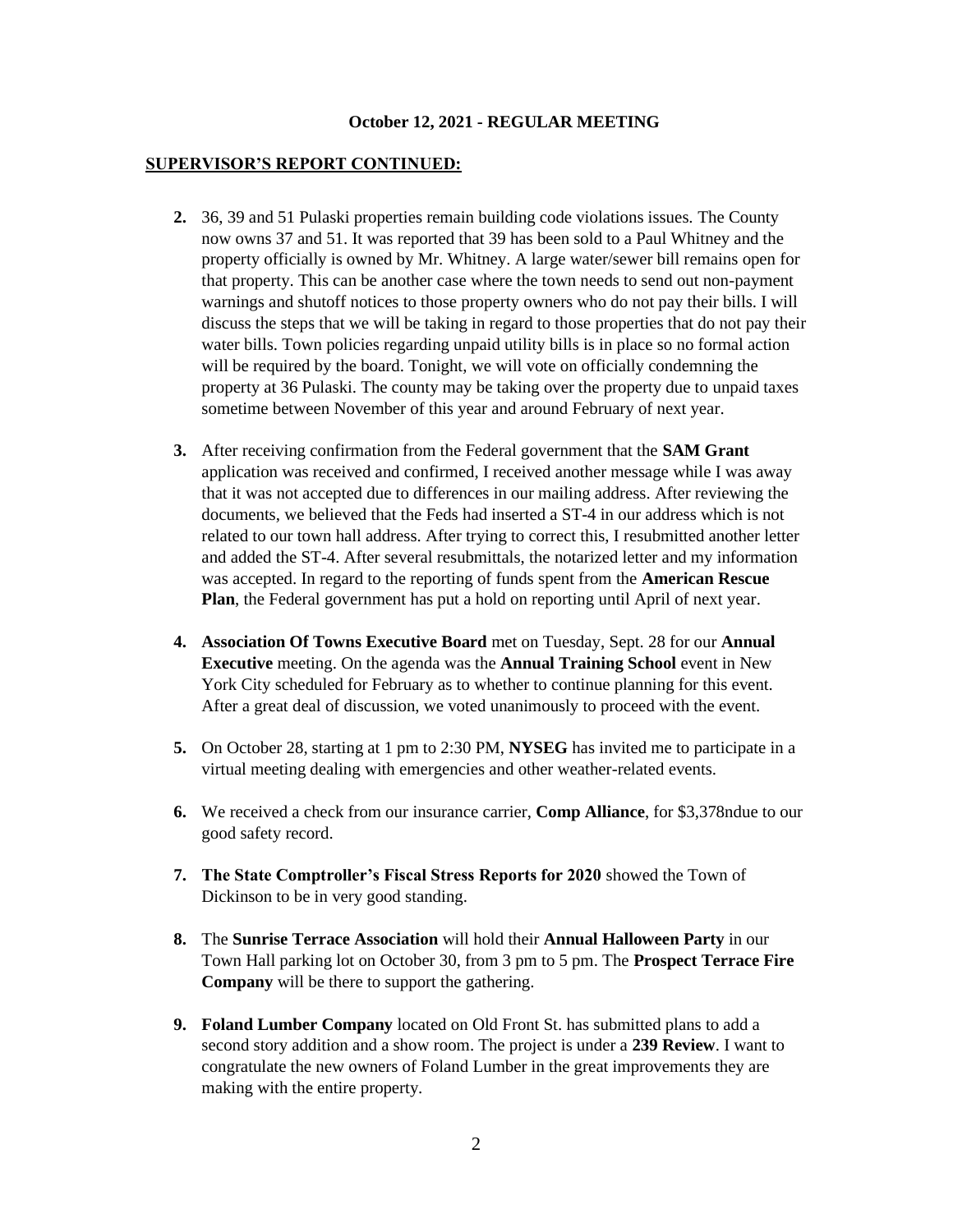**October 12, 2021 - REGULAR MEETING**

**SUPERVISOR'S REPORT CONTINUED:**

2. 36, 39 and 51 Pulaski properties remain building code violations issues. The County now owns 37 and 51. It was reported that 39 has been sold to a Paul Whitney and the property officially is owned by Mr. Whitney. A large water/sewer bill remains open for that property. This can be another case where the town needs to send out non-payment warnings and shutoff notices to those property owners who do not pay their bills. I will discuss the steps that we will be taking in regard to those properties that do not pay their water bills. Town policies regarding unpaid utility bills is in place so no formal action will be required by the board. Tonight, we will vote on officially condemning the property at 36 Pulaski. The county may be taking over the property due to unpaid taxes sometime between November of this year and around February of next year.

3. After receiving confirmation from the Federal government that the **SAM Grant** application was received and confirmed, I received another message while I was away that it was not accepted due to differences in our mailing address. After reviewing the documents, we believed that the Feds had inserted a ST-4 in our address which is not related to our town hall address. After trying to correct this, I resubmitted another letter and added the ST-4. After several resubmittals, the notarized letter and my information was accepted. In regard to the reporting of funds spent from the **American Rescue Plan**, the Federal government has put a hold on reporting until April of next year.

4. **Association Of Towns Executive Board** met on Tuesday, Sept. 28 for our **Annual Executive** meeting. On the agenda was the **Annual Training School** event in New York City scheduled for February as to whether to continue planning for this event. After a great deal of discussion, we voted unanimously to proceed with the event.

5. On October 28, starting at 1 pm to 2:30 PM, **NYSEG** has invited me to participate in a virtual meeting dealing with emergencies and other weather-related events.

6. We received a check from our insurance carrier, **Comp Alliance**, for $3,378ndue to our good safety record.

7. **The State Comptroller's Fiscal Stress Reports for 2020** showed the Town of Dickinson to be in very good standing.

8. The **Sunrise Terrace Association** will hold their **Annual Halloween Party** in our Town Hall parking lot on October 30, from 3 pm to 5 pm. The **Prospect Terrace Fire Company** will be there to support the gathering.

9. **Foland Lumber Company** located on Old Front St. has submitted plans to add a second story addition and a show room. The project is under a **239 Review**. I want to congratulate the new owners of Foland Lumber in the great improvements they are making with the entire property.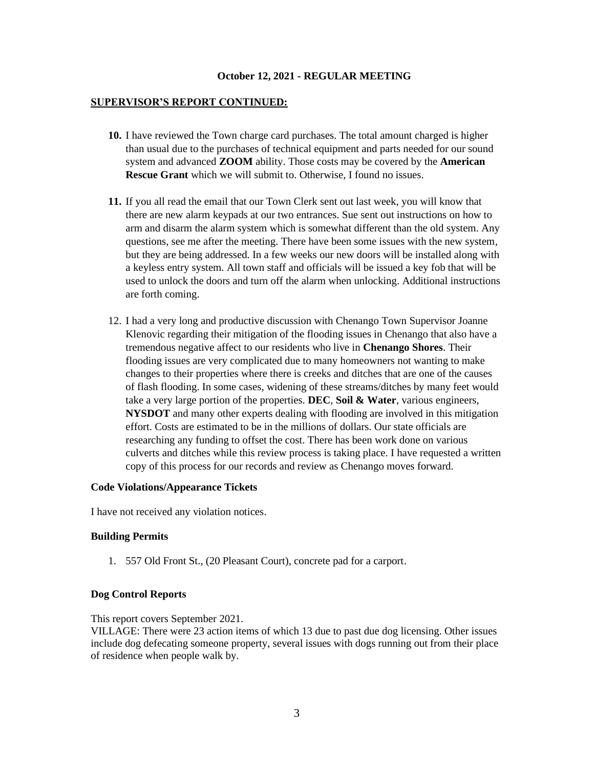**October 12, 2021 - REGULAR MEETING**

**SUPERVISOR'S REPORT CONTINUED:**

10. I have reviewed the Town charge card purchases. The total amount charged is higher than usual due to the purchases of technical equipment and parts needed for our sound system and advanced **ZOOM** ability. Those costs may be covered by the **American Rescue Grant** which we will submit to. Otherwise, I found no issues.

11. If you all read the email that our Town Clerk sent out last week, you will know that there are new alarm keypads at our two entrances. Sue sent out instructions on how to arm and disarm the alarm system which is somewhat different than the old system. Any questions, see me after the meeting. There have been some issues with the new system, but they are being addressed. In a few weeks our new doors will be installed along with a keyless entry system. All town staff and officials will be issued a key fob that will be used to unlock the doors and turn off the alarm when unlocking. Additional instructions are forth coming.

12. I had a very long and productive discussion with Chenango Town Supervisor Joanne Klenovic regarding their mitigation of the flooding issues in Chenango that also have a tremendous negative affect to our residents who live in **Chenango Shores**. Their flooding issues are very complicated due to many homeowners not wanting to make changes to their properties where there is creeks and ditches that are one of the causes of flash flooding. In some cases, widening of these streams/ditches by many feet would take a very large portion of the properties. **DEC**, **Soil & Water**, various engineers, **NYSDOT** and many other experts dealing with flooding are involved in this mitigation effort. Costs are estimated to be in the millions of dollars. Our state officials are researching any funding to offset the cost. There has been work done on various culverts and ditches while this review process is taking place. I have requested a written copy of this process for our records and review as Chenango moves forward.

**Code Violations/Appearance Tickets**

I have not received any violation notices.

**Building Permits**

1. 557 Old Front St., (20 Pleasant Court), concrete pad for a carport.

**Dog Control Reports**

This report covers September 2021.
VILLAGE: There were 23 action items of which 13 due to past due dog licensing. Other issues include dog defecating someone property, several issues with dogs running out from their place of residence when people walk by.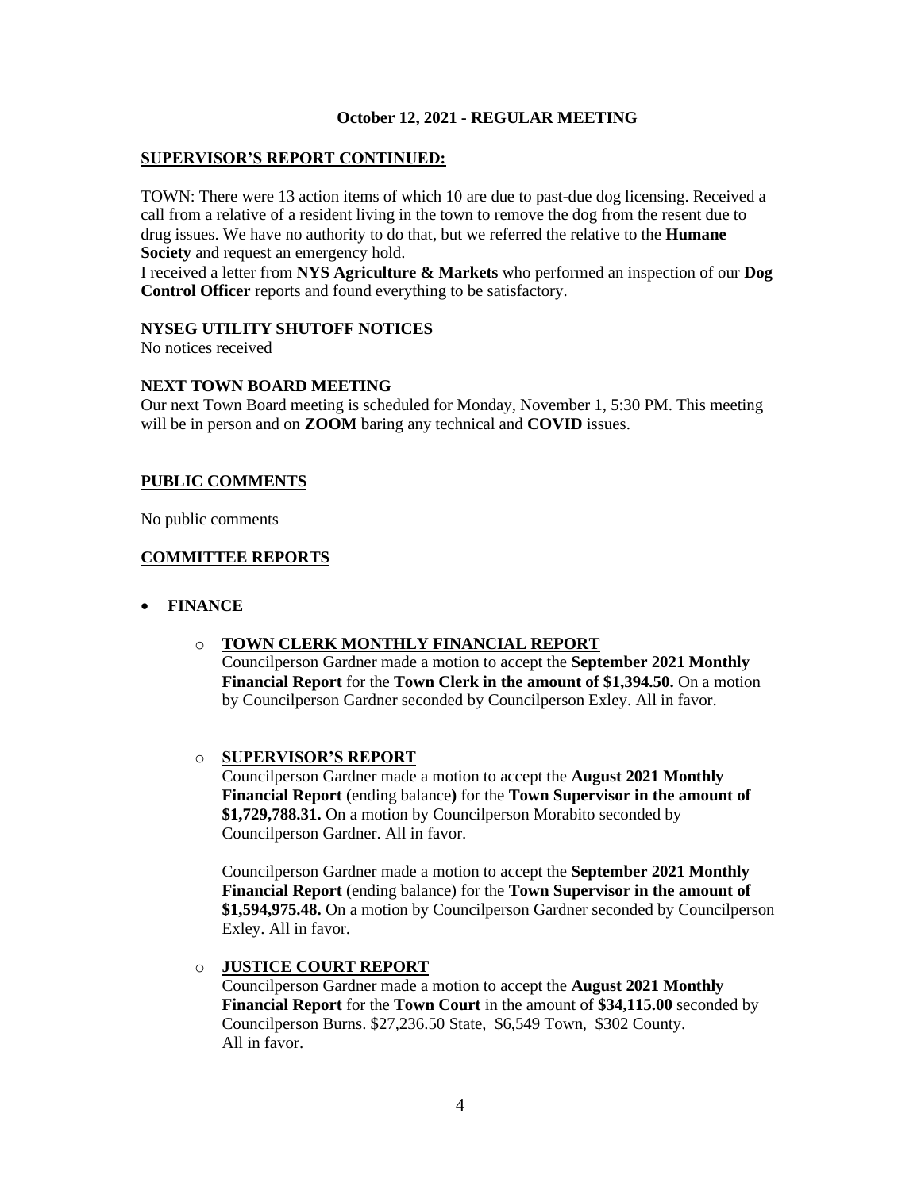**October 12, 2021 - REGULAR MEETING**

**SUPERVISOR'S REPORT CONTINUED:**

TOWN: There were 13 action items of which 10 are due to past-due dog licensing. Received a call from a relative of a resident living in the town to remove the dog from the resent due to drug issues. We have no authority to do that, but we referred the relative to the **Humane Society** and request an emergency hold.
I received a letter from **NYS Agriculture & Markets** who performed an inspection of our **Dog Control Officer** reports and found everything to be satisfactory.

**NYSEG UTILITY SHUTOFF NOTICES**
No notices received

**NEXT TOWN BOARD MEETING**
Our next Town Board meeting is scheduled for Monday, November 1, 5:30 PM. This meeting will be in person and on **ZOOM** baring any technical and **COVID** issues.

**PUBLIC COMMENTS**

No public comments

**COMMITTEE REPORTS**

- **FINANCE**

  - **TOWN CLERK MONTHLY FINANCIAL REPORT**
    Councilperson Gardner made a motion to accept the **September 2021 Monthly Financial Report** for the **Town Clerk in the amount of $1,394.50.** On a motion by Councilperson Gardner seconded by Councilperson Exley. All in favor.

  - **SUPERVISOR'S REPORT**
    Councilperson Gardner made a motion to accept the **August 2021 Monthly Financial Report** (ending balance**)** for the **Town Supervisor in the amount of $1,729,788.31.** On a motion by Councilperson Morabito seconded by Councilperson Gardner. All in favor.

    Councilperson Gardner made a motion to accept the **September 2021 Monthly Financial Report** (ending balance) for the **Town Supervisor in the amount of $1,594,975.48.** On a motion by Councilperson Gardner seconded by Councilperson Exley. All in favor.

  - **JUSTICE COURT REPORT**
    Councilperson Gardner made a motion to accept the **August 2021 Monthly Financial Report** for the **Town Court** in the amount of **$34,115.00** seconded by Councilperson Burns. $27,236.50 State, $6,549 Town, $302 County.
    All in favor.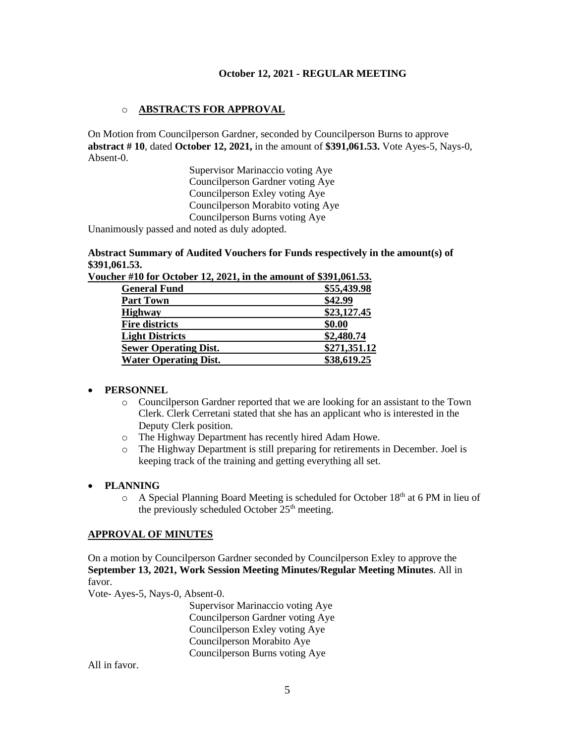**October 12, 2021 - REGULAR MEETING**

- **ABSTRACTS FOR APPROVAL**

On Motion from Councilperson Gardner, seconded by Councilperson Burns to approve **abstract # 10**, dated **October 12, 2021,** in the amount of **$391,061.53.** Vote Ayes-5, Nays-0, Absent-0.

Supervisor Marinaccio voting Aye
Councilperson Gardner voting Aye
Councilperson Exley voting Aye
Councilperson Morabito voting Aye
Councilperson Burns voting Aye

Unanimously passed and noted as duly adopted.

**Abstract Summary of Audited Vouchers for Funds respectively in the amount(s) of $391,061.53.**

**Voucher #10 for October 12, 2021, in the amount of $391,061.53.**

| Fund | Amount |
|---|---|
| **General Fund** | **$55,439.98** |
| **Part Town** | **$42.99** |
| **Highway** | **$23,127.45** |
| **Fire districts** | **$0.00** |
| **Light Districts** | **$2,480.74** |
| **Sewer Operating Dist.** | **$271,351.12** |
| **Water Operating Dist.** | **$38,619.25** |

- **PERSONNEL**
  - Councilperson Gardner reported that we are looking for an assistant to the Town Clerk. Clerk Cerretani stated that she has an applicant who is interested in the Deputy Clerk position.
  - The Highway Department has recently hired Adam Howe.
  - The Highway Department is still preparing for retirements in December. Joel is keeping track of the training and getting everything all set.

- **PLANNING**
  - A Special Planning Board Meeting is scheduled for October 18th at 6 PM in lieu of the previously scheduled October 25th meeting.

**APPROVAL OF MINUTES**

On a motion by Councilperson Gardner seconded by Councilperson Exley to approve the **September 13, 2021, Work Session Meeting Minutes/Regular Meeting Minutes**. All in favor.

Vote- Ayes-5, Nays-0, Absent-0.

Supervisor Marinaccio voting Aye
Councilperson Gardner voting Aye
Councilperson Exley voting Aye
Councilperson Morabito Aye
Councilperson Burns voting Aye

All in favor.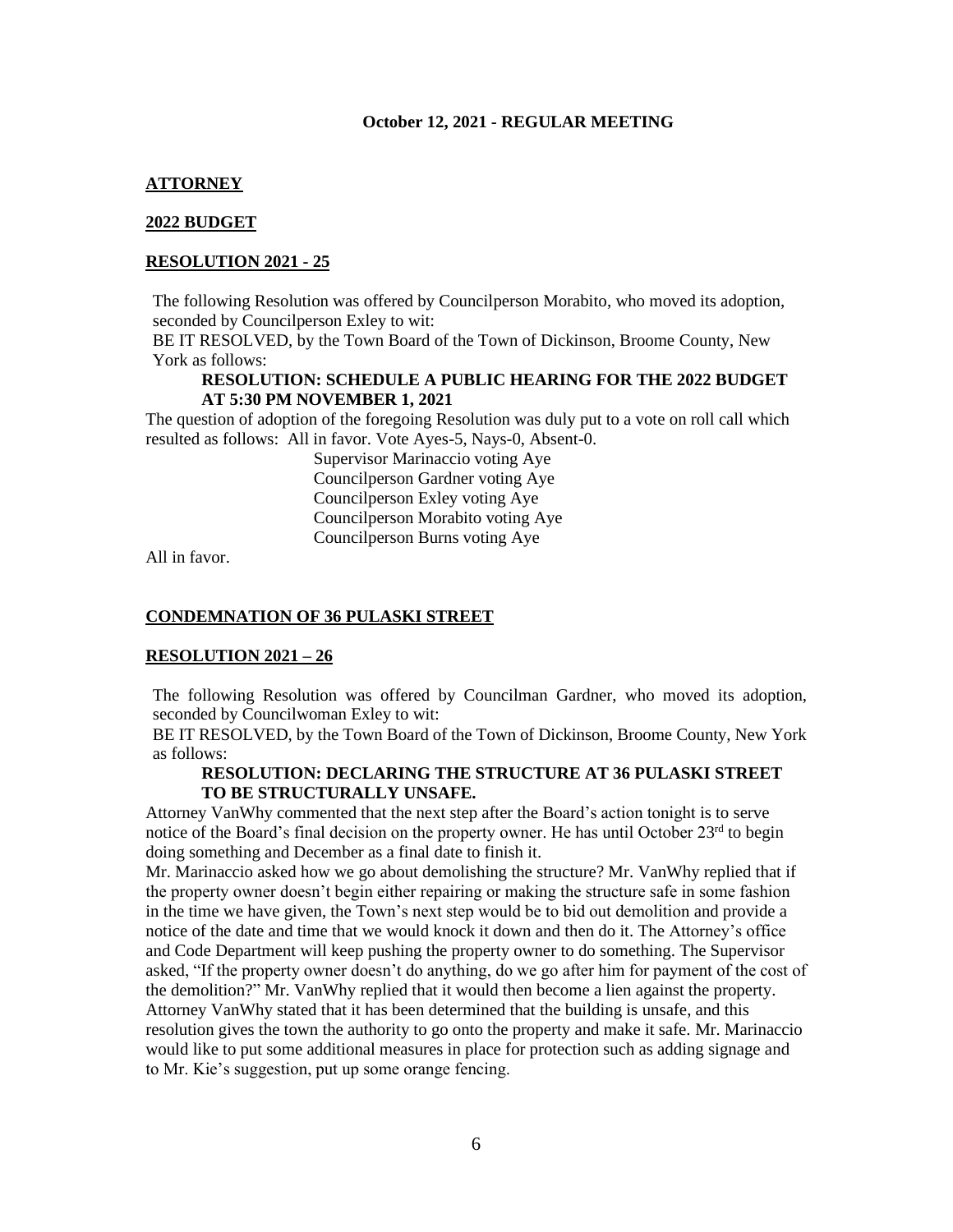**October 12, 2021 - REGULAR MEETING**

## ATTORNEY

### 2022 BUDGET

### RESOLUTION 2021 - 25

The following Resolution was offered by Councilperson Morabito, who moved its adoption, seconded by Councilperson Exley to wit:

BE IT RESOLVED, by the Town Board of the Town of Dickinson, Broome County, New York as follows:

**RESOLUTION: SCHEDULE A PUBLIC HEARING FOR THE 2022 BUDGET AT 5:30 PM NOVEMBER 1, 2021**

The question of adoption of the foregoing Resolution was duly put to a vote on roll call which resulted as follows: All in favor. Vote Ayes-5, Nays-0, Absent-0.

Supervisor Marinaccio voting Aye
Councilperson Gardner voting Aye
Councilperson Exley voting Aye
Councilperson Morabito voting Aye
Councilperson Burns voting Aye

All in favor.

### CONDEMNATION OF 36 PULASKI STREET

### RESOLUTION 2021 – 26

The following Resolution was offered by Councilman Gardner, who moved its adoption, seconded by Councilwoman Exley to wit:

BE IT RESOLVED, by the Town Board of the Town of Dickinson, Broome County, New York as follows:

**RESOLUTION: DECLARING THE STRUCTURE AT 36 PULASKI STREET TO BE STRUCTURALLY UNSAFE.**

Attorney VanWhy commented that the next step after the Board's action tonight is to serve notice of the Board's final decision on the property owner. He has until October 23rd to begin doing something and December as a final date to finish it.

Mr. Marinaccio asked how we go about demolishing the structure? Mr. VanWhy replied that if the property owner doesn't begin either repairing or making the structure safe in some fashion in the time we have given, the Town's next step would be to bid out demolition and provide a notice of the date and time that we would knock it down and then do it. The Attorney's office and Code Department will keep pushing the property owner to do something. The Supervisor asked, "If the property owner doesn't do anything, do we go after him for payment of the cost of the demolition?" Mr. VanWhy replied that it would then become a lien against the property. Attorney VanWhy stated that it has been determined that the building is unsafe, and this resolution gives the town the authority to go onto the property and make it safe. Mr. Marinaccio would like to put some additional measures in place for protection such as adding signage and to Mr. Kie's suggestion, put up some orange fencing.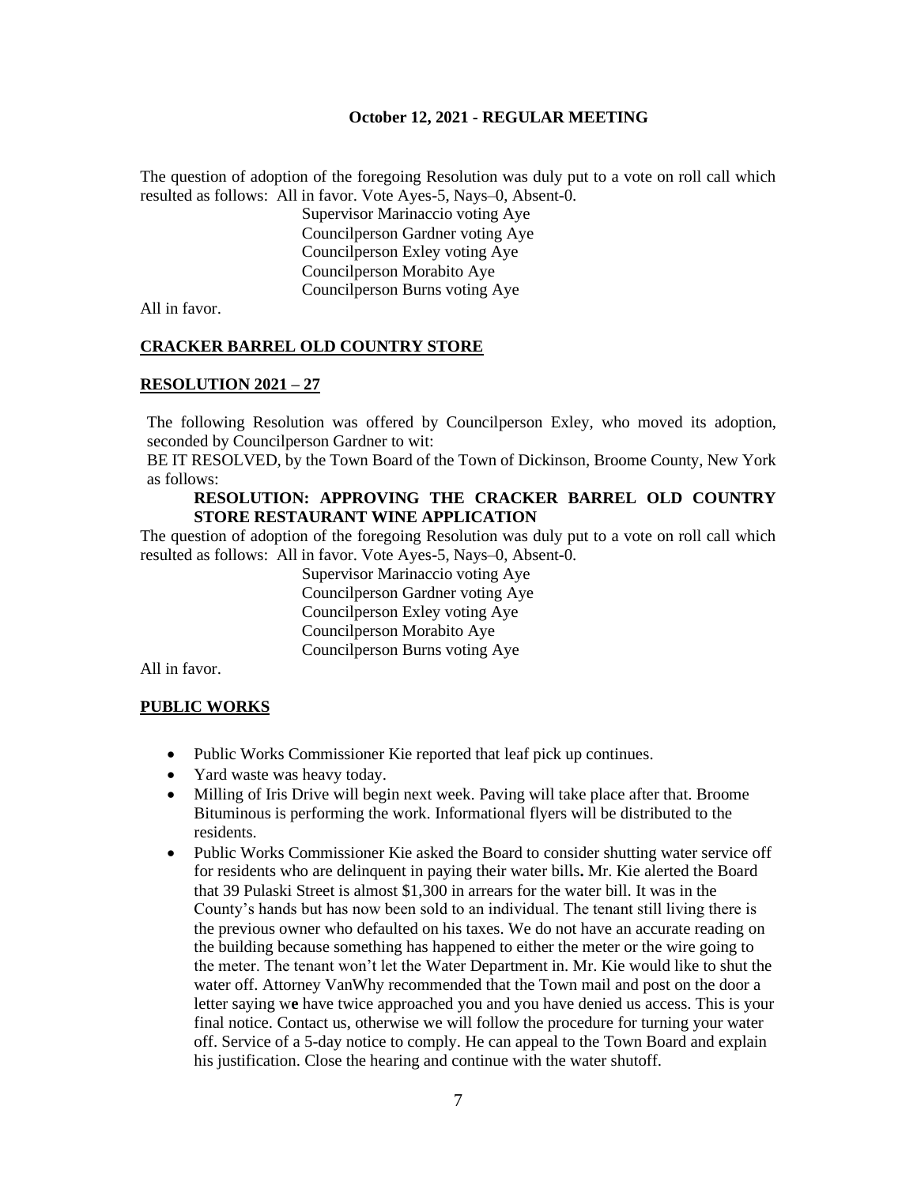**October 12, 2021 - REGULAR MEETING**

The question of adoption of the foregoing Resolution was duly put to a vote on roll call which resulted as follows: All in favor. Vote Ayes-5, Nays–0, Absent-0.

Supervisor Marinaccio voting Aye
Councilperson Gardner voting Aye
Councilperson Exley voting Aye
Councilperson Morabito Aye
Councilperson Burns voting Aye

All in favor.

**CRACKER BARREL OLD COUNTRY STORE**

**RESOLUTION 2021 – 27**

The following Resolution was offered by Councilperson Exley, who moved its adoption, seconded by Councilperson Gardner to wit:
BE IT RESOLVED, by the Town Board of the Town of Dickinson, Broome County, New York as follows:

**RESOLUTION: APPROVING THE CRACKER BARREL OLD COUNTRY STORE RESTAURANT WINE APPLICATION**

The question of adoption of the foregoing Resolution was duly put to a vote on roll call which resulted as follows: All in favor. Vote Ayes-5, Nays–0, Absent-0.

Supervisor Marinaccio voting Aye
Councilperson Gardner voting Aye
Councilperson Exley voting Aye
Councilperson Morabito Aye
Councilperson Burns voting Aye

All in favor.

**PUBLIC WORKS**

- Public Works Commissioner Kie reported that leaf pick up continues.
- Yard waste was heavy today.
- Milling of Iris Drive will begin next week. Paving will take place after that. Broome Bituminous is performing the work. Informational flyers will be distributed to the residents.
- Public Works Commissioner Kie asked the Board to consider shutting water service off for residents who are delinquent in paying their water bills**.** Mr. Kie alerted the Board that 39 Pulaski Street is almost $1,300 in arrears for the water bill. It was in the County's hands but has now been sold to an individual. The tenant still living there is the previous owner who defaulted on his taxes. We do not have an accurate reading on the building because something has happened to either the meter or the wire going to the meter. The tenant won't let the Water Department in. Mr. Kie would like to shut the water off. Attorney VanWhy recommended that the Town mail and post on the door a letter saying w**e** have twice approached you and you have denied us access. This is your final notice. Contact us, otherwise we will follow the procedure for turning your water off. Service of a 5-day notice to comply. He can appeal to the Town Board and explain his justification. Close the hearing and continue with the water shutoff.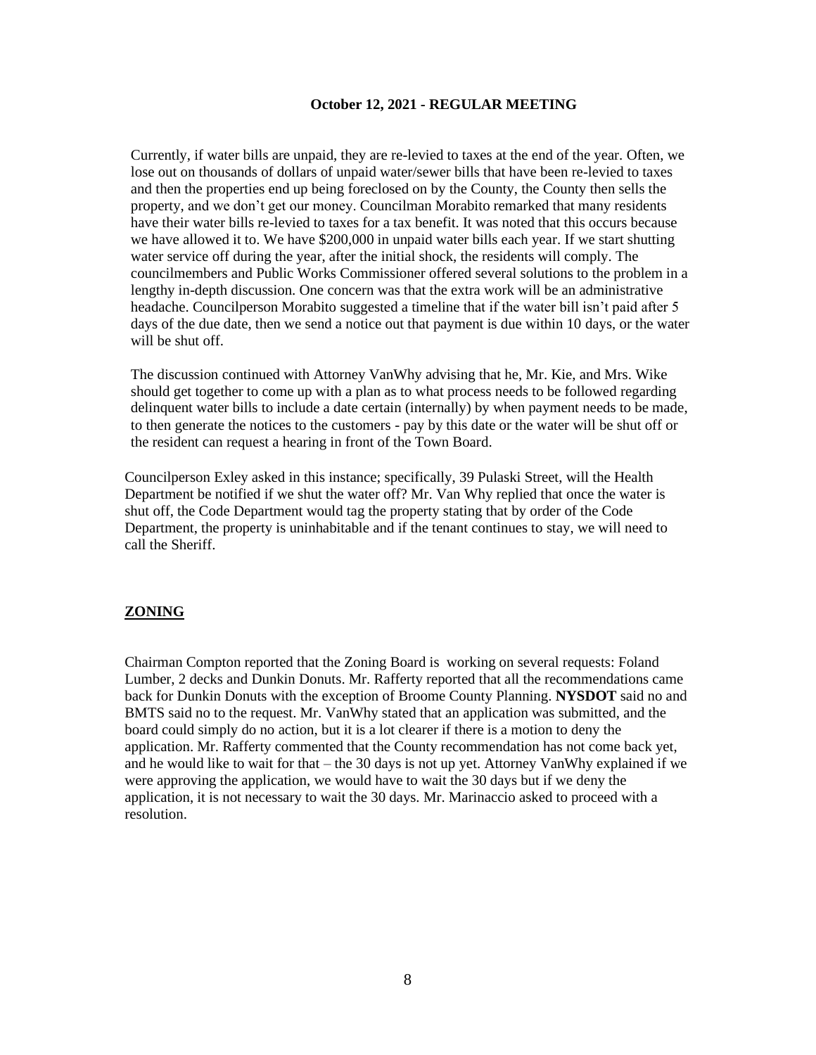Currently, if water bills are unpaid, they are re-levied to taxes at the end of the year. Often, we lose out on thousands of dollars of unpaid water/sewer bills that have been re-levied to taxes and then the properties end up being foreclosed on by the County, the County then sells the property, and we don't get our money. Councilman Morabito remarked that many residents have their water bills re-levied to taxes for a tax benefit. It was noted that this occurs because we have allowed it to. We have $200,000 in unpaid water bills each year. If we start shutting water service off during the year, after the initial shock, the residents will comply. The councilmembers and Public Works Commissioner offered several solutions to the problem in a lengthy in-depth discussion. One concern was that the extra work will be an administrative headache. Councilperson Morabito suggested a timeline that if the water bill isn't paid after 5 days of the due date, then we send a notice out that payment is due within 10 days, or the water will be shut off.

The discussion continued with Attorney VanWhy advising that he, Mr. Kie, and Mrs. Wike should get together to come up with a plan as to what process needs to be followed regarding delinquent water bills to include a date certain (internally) by when payment needs to be made, to then generate the notices to the customers - pay by this date or the water will be shut off or the resident can request a hearing in front of the Town Board.

Councilperson Exley asked in this instance; specifically, 39 Pulaski Street, will the Health Department be notified if we shut the water off? Mr. Van Why replied that once the water is shut off, the Code Department would tag the property stating that by order of the Code Department, the property is uninhabitable and if the tenant continues to stay, we will need to call the Sheriff.

## ZONING

Chairman Compton reported that the Zoning Board is working on several requests: Foland Lumber, 2 decks and Dunkin Donuts. Mr. Rafferty reported that all the recommendations came back for Dunkin Donuts with the exception of Broome County Planning. **NYSDOT** said no and BMTS said no to the request. Mr. VanWhy stated that an application was submitted, and the board could simply do no action, but it is a lot clearer if there is a motion to deny the application. Mr. Rafferty commented that the County recommendation has not come back yet, and he would like to wait for that – the 30 days is not up yet. Attorney VanWhy explained if we were approving the application, we would have to wait the 30 days but if we deny the application, it is not necessary to wait the 30 days. Mr. Marinaccio asked to proceed with a resolution.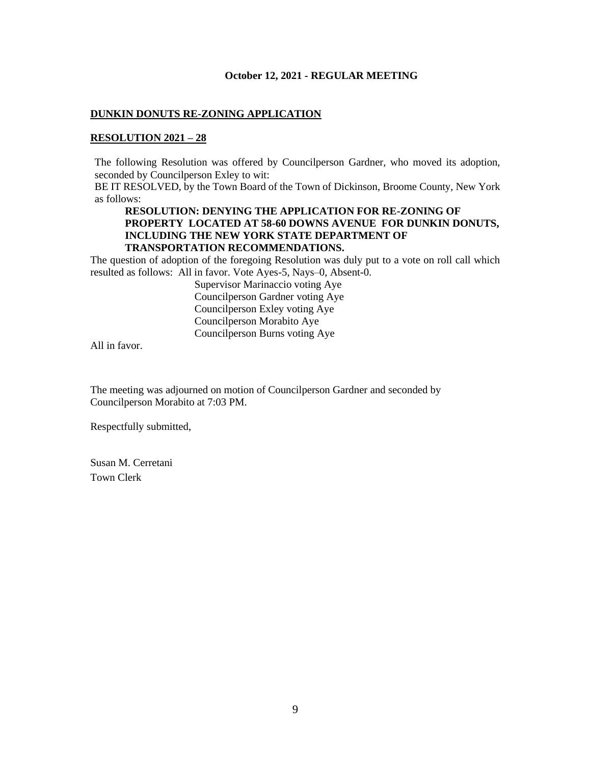**October 12, 2021 - REGULAR MEETING**

**DUNKIN DONUTS RE-ZONING APPLICATION**

**RESOLUTION 2021 – 28**

The following Resolution was offered by Councilperson Gardner, who moved its adoption, seconded by Councilperson Exley to wit:

BE IT RESOLVED, by the Town Board of the Town of Dickinson, Broome County, New York as follows:

**RESOLUTION: DENYING THE APPLICATION FOR RE-ZONING OF PROPERTY LOCATED AT 58-60 DOWNS AVENUE FOR DUNKIN DONUTS, INCLUDING THE NEW YORK STATE DEPARTMENT OF TRANSPORTATION RECOMMENDATIONS.**

The question of adoption of the foregoing Resolution was duly put to a vote on roll call which resulted as follows: All in favor. Vote Ayes-5, Nays–0, Absent-0.

Supervisor Marinaccio voting Aye
Councilperson Gardner voting Aye
Councilperson Exley voting Aye
Councilperson Morabito Aye
Councilperson Burns voting Aye

All in favor.

The meeting was adjourned on motion of Councilperson Gardner and seconded by Councilperson Morabito at 7:03 PM.

Respectfully submitted,

Susan M. Cerretani
Town Clerk